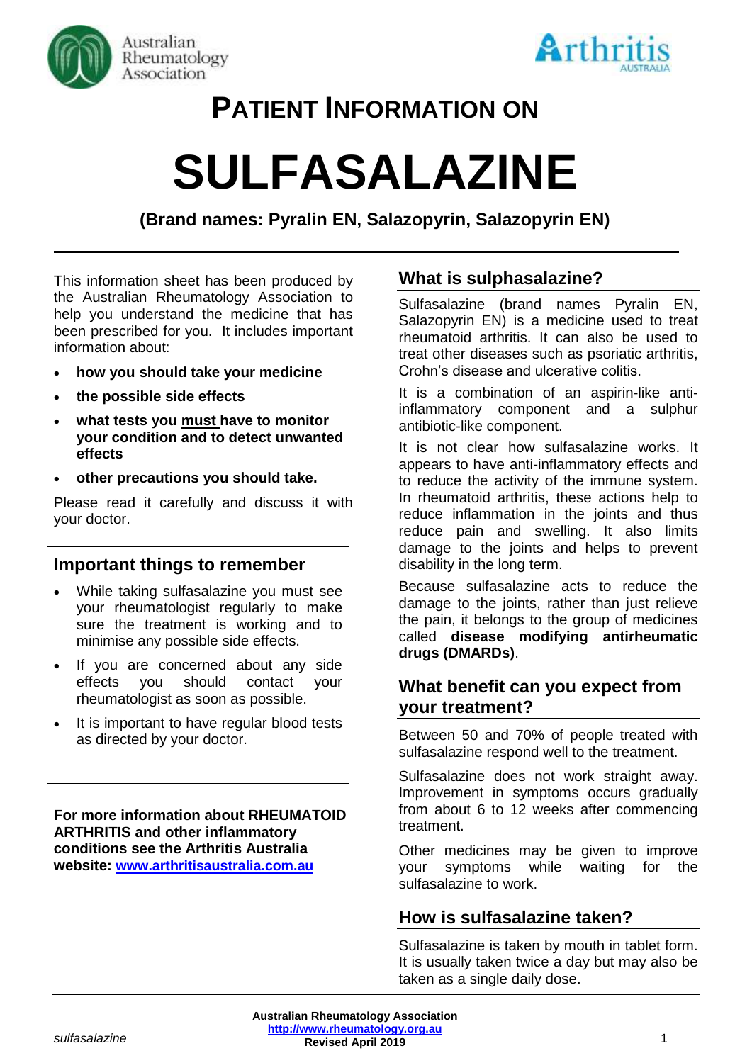# PATIENT INFORMATION ON

# SULFASALAZINE

**(Brand names: Pyralin EN, Salazopyrin, Salazopyrin EN)**

---

This information sheet has been produced by the Australian Rheumatology Association to help you understand the medicine that has been prescribed for you. It includes important information about:

- **how you should take your medicine**
- **the possible side effects**
- **what tests you must have to monitor your condition and to detect unwanted effects**
- **other precautions you should take.**

Please read it carefully and discuss it with your doctor.

## Important things to remember

- While taking sulfasalazine you must see your rheumatologist regularly to make sure the treatment is working and to minimise any possible side effects.
- If you are concerned about any side effects you should contact your rheumatologist as soon as possible.
- It is important to have regular blood tests as directed by your doctor.

**For more information about RHEUMATOID ARTHRITIS and other inflammatory conditions see the Arthritis Australia website: [www.arthritisaustralia.com.au](http://www.arthritisaustralia.com.au)**

## What is sulphasalazine?

Sulfasalazine (brand names Pyralin EN, Salazopyrin EN) is a medicine used to treat rheumatoid arthritis. It can also be used to treat other diseases such as psoriatic arthritis, Crohn's disease and ulcerative colitis.

It is a combination of an aspirin-like anti-inflammatory component and a sulphur antibiotic-like component.

It is not clear how sulfasalazine works. It appears to have anti-inflammatory effects and to reduce the activity of the immune system. In rheumatoid arthritis, these actions help to reduce inflammation in the joints and thus reduce pain and swelling. It also limits damage to the joints and helps to prevent disability in the long term.

Because sulfasalazine acts to reduce the damage to the joints, rather than just relieve the pain, it belongs to the group of medicines called **disease modifying antirheumatic drugs (DMARDs)**.

## What benefit can you expect from your treatment?

Between 50 and 70% of people treated with sulfasalazine respond well to the treatment.

Sulfasalazine does not work straight away. Improvement in symptoms occurs gradually from about 6 to 12 weeks after commencing treatment.

Other medicines may be given to improve your symptoms while waiting for the sulfasalazine to work.

## How is sulfasalazine taken?

Sulfasalazine is taken by mouth in tablet form. It is usually taken twice a day but may also be taken as a single daily dose.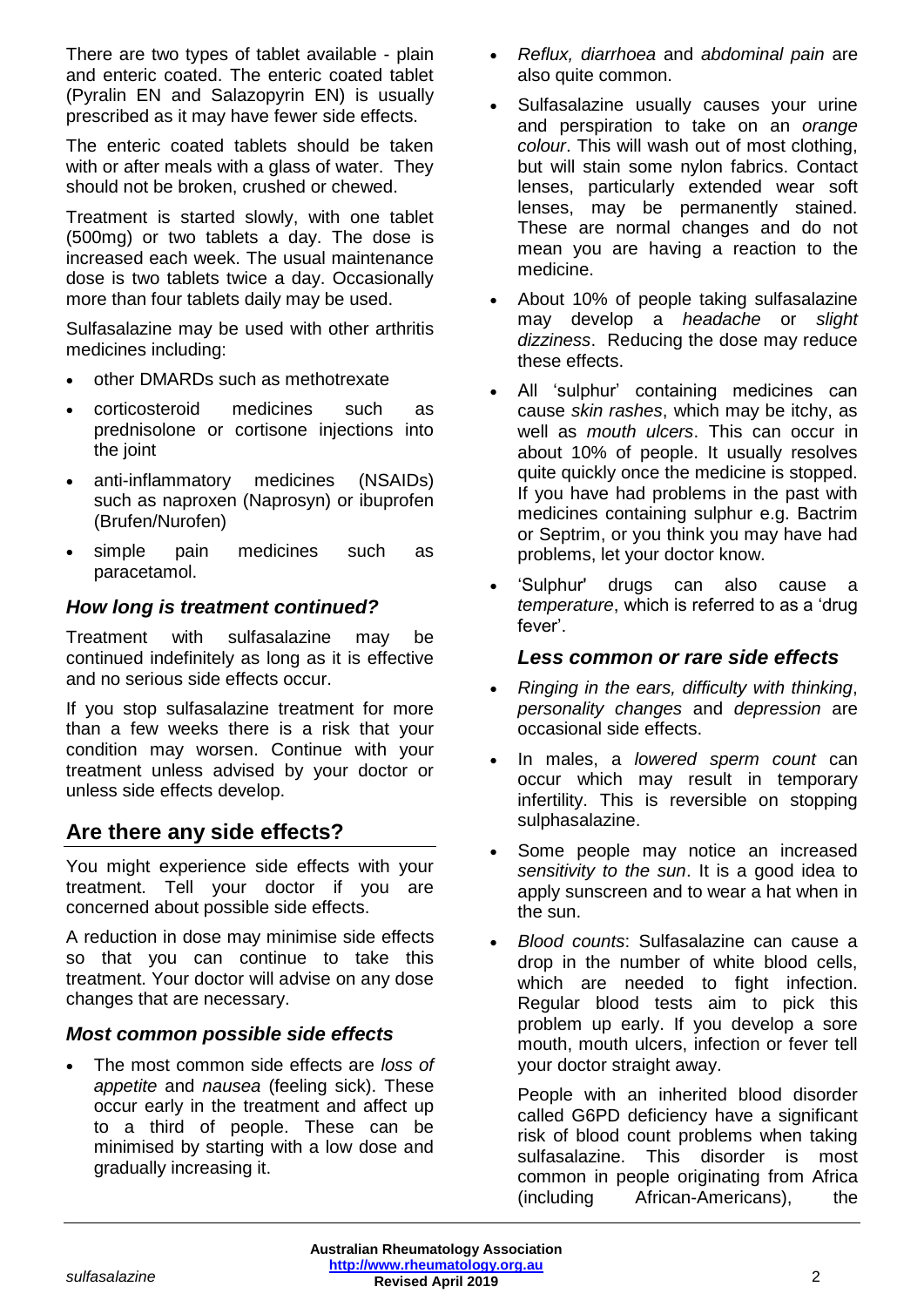There are two types of tablet available - plain and enteric coated. The enteric coated tablet (Pyralin EN and Salazopyrin EN) is usually prescribed as it may have fewer side effects.

The enteric coated tablets should be taken with or after meals with a glass of water. They should not be broken, crushed or chewed.

Treatment is started slowly, with one tablet (500mg) or two tablets a day. The dose is increased each week. The usual maintenance dose is two tablets twice a day. Occasionally more than four tablets daily may be used.

Sulfasalazine may be used with other arthritis medicines including:

- other DMARDs such as methotrexate
- corticosteroid medicines such as prednisolone or cortisone injections into the joint
- anti-inflammatory medicines (NSAIDs) such as naproxen (Naprosyn) or ibuprofen (Brufen/Nurofen)
- simple pain medicines such as paracetamol.

### *How long is treatment continued?*

Treatment with sulfasalazine may be continued indefinitely as long as it is effective and no serious side effects occur.

If you stop sulfasalazine treatment for more than a few weeks there is a risk that your condition may worsen. Continue with your treatment unless advised by your doctor or unless side effects develop.

## Are there any side effects?

You might experience side effects with your treatment. Tell your doctor if you are concerned about possible side effects.

A reduction in dose may minimise side effects so that you can continue to take this treatment. Your doctor will advise on any dose changes that are necessary.

### *Most common possible side effects*

- The most common side effects are *loss of appetite* and *nausea* (feeling sick). These occur early in the treatment and affect up to a third of people. These can be minimised by starting with a low dose and gradually increasing it.
- *Reflux, diarrhoea* and *abdominal pain* are also quite common.
- Sulfasalazine usually causes your urine and perspiration to take on an *orange colour*. This will wash out of most clothing, but will stain some nylon fabrics. Contact lenses, particularly extended wear soft lenses, may be permanently stained. These are normal changes and do not mean you are having a reaction to the medicine.
- About 10% of people taking sulfasalazine may develop a *headache* or *slight dizziness*. Reducing the dose may reduce these effects.
- All 'sulphur' containing medicines can cause *skin rashes*, which may be itchy, as well as *mouth ulcers*. This can occur in about 10% of people. It usually resolves quite quickly once the medicine is stopped. If you have had problems in the past with medicines containing sulphur e.g. Bactrim or Septrim, or you think you may have had problems, let your doctor know.
- 'Sulphur' drugs can also cause a *temperature*, which is referred to as a 'drug fever'.

### *Less common or rare side effects*

- *Ringing in the ears, difficulty with thinking*, *personality changes* and *depression* are occasional side effects.
- In males, a *lowered sperm count* can occur which may result in temporary infertility. This is reversible on stopping sulphasalazine.
- Some people may notice an increased *sensitivity to the sun*. It is a good idea to apply sunscreen and to wear a hat when in the sun.
- *Blood counts*: Sulfasalazine can cause a drop in the number of white blood cells, which are needed to fight infection. Regular blood tests aim to pick this problem up early. If you develop a sore mouth, mouth ulcers, infection or fever tell your doctor straight away.

  People with an inherited blood disorder called G6PD deficiency have a significant risk of blood count problems when taking sulfasalazine. This disorder is most common in people originating from Africa (including African-Americans), the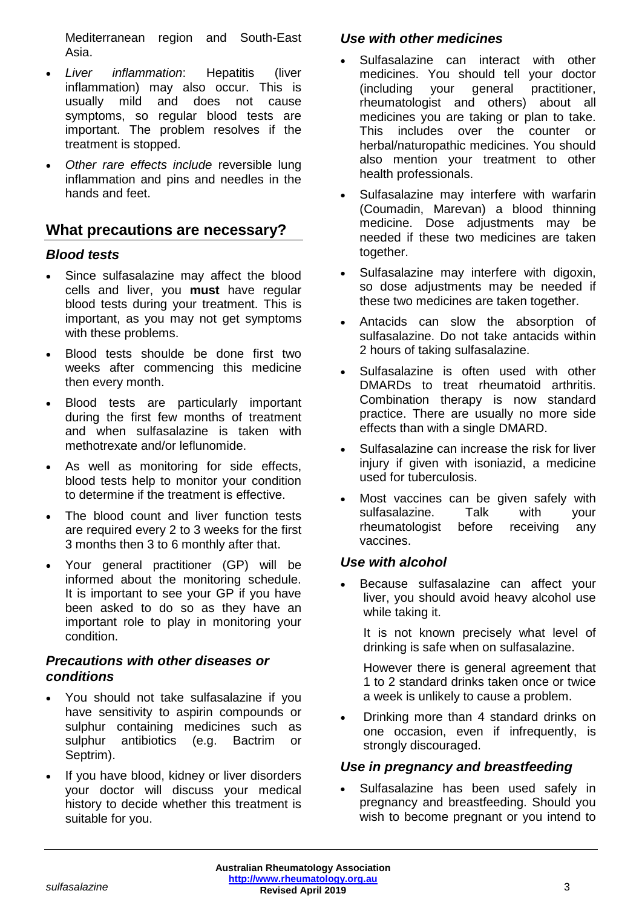Mediterranean region and South-East Asia.

- *Liver inflammation*: Hepatitis (liver inflammation) may also occur. This is usually mild and does not cause symptoms, so regular blood tests are important. The problem resolves if the treatment is stopped.
- *Other rare effects include* reversible lung inflammation and pins and needles in the hands and feet.

## What precautions are necessary?

### Blood tests

- Since sulfasalazine may affect the blood cells and liver, you **must** have regular blood tests during your treatment. This is important, as you may not get symptoms with these problems.
- Blood tests shoulde be done first two weeks after commencing this medicine then every month.
- Blood tests are particularly important during the first few months of treatment and when sulfasalazine is taken with methotrexate and/or leflunomide.
- As well as monitoring for side effects, blood tests help to monitor your condition to determine if the treatment is effective.
- The blood count and liver function tests are required every 2 to 3 weeks for the first 3 months then 3 to 6 monthly after that.
- Your general practitioner (GP) will be informed about the monitoring schedule. It is important to see your GP if you have been asked to do so as they have an important role to play in monitoring your condition.

### Precautions with other diseases or conditions

- You should not take sulfasalazine if you have sensitivity to aspirin compounds or sulphur containing medicines such as sulphur antibiotics (e.g. Bactrim or Septrim).
- If you have blood, kidney or liver disorders your doctor will discuss your medical history to decide whether this treatment is suitable for you.

### Use with other medicines

- Sulfasalazine can interact with other medicines. You should tell your doctor (including your general practitioner, rheumatologist and others) about all medicines you are taking or plan to take. This includes over the counter or herbal/naturopathic medicines. You should also mention your treatment to other health professionals.
- Sulfasalazine may interfere with warfarin (Coumadin, Marevan) a blood thinning medicine. Dose adjustments may be needed if these two medicines are taken together.
- Sulfasalazine may interfere with digoxin, so dose adjustments may be needed if these two medicines are taken together.
- Antacids can slow the absorption of sulfasalazine. Do not take antacids within 2 hours of taking sulfasalazine.
- Sulfasalazine is often used with other DMARDs to treat rheumatoid arthritis. Combination therapy is now standard practice. There are usually no more side effects than with a single DMARD.
- Sulfasalazine can increase the risk for liver injury if given with isoniazid, a medicine used for tuberculosis.
- Most vaccines can be given safely with sulfasalazine. Talk with your rheumatologist before receiving any vaccines.

### Use with alcohol

- Because sulfasalazine can affect your liver, you should avoid heavy alcohol use while taking it.

  It is not known precisely what level of drinking is safe when on sulfasalazine.

  However there is general agreement that 1 to 2 standard drinks taken once or twice a week is unlikely to cause a problem.

- Drinking more than 4 standard drinks on one occasion, even if infrequently, is strongly discouraged.

### Use in pregnancy and breastfeeding

- Sulfasalazine has been used safely in pregnancy and breastfeeding. Should you wish to become pregnant or you intend to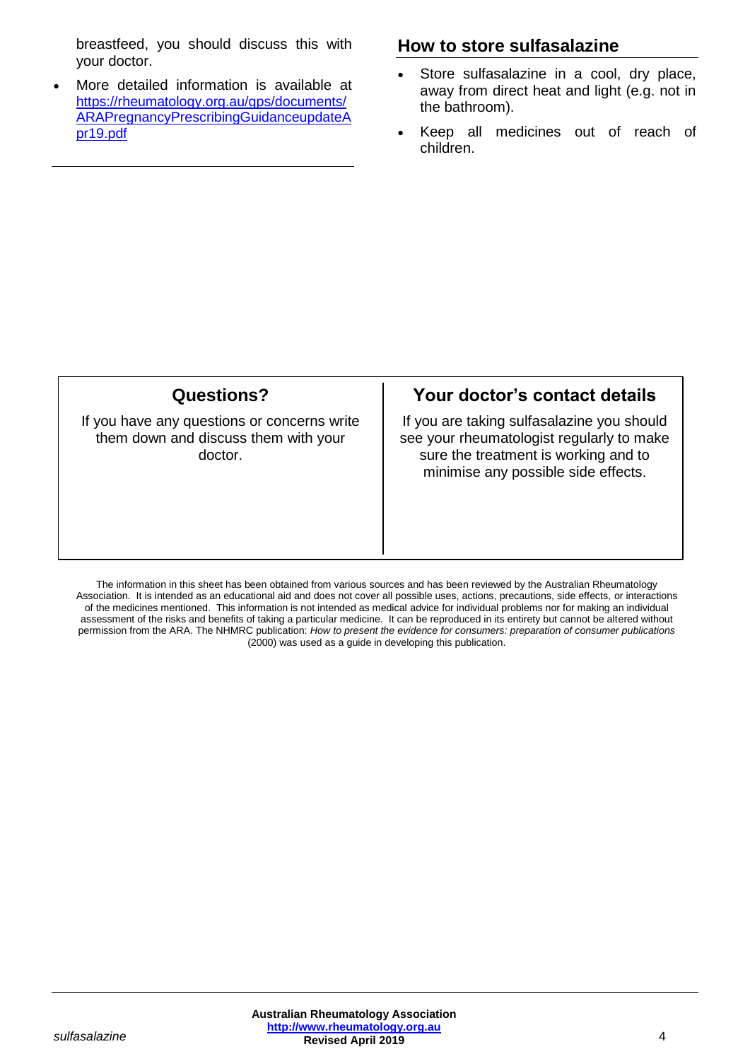breastfeed, you should discuss this with your doctor.

- More detailed information is available at https://rheumatology.org.au/gps/documents/ARAPregnancyPrescribingGuidanceupdateApr19.pdf

## How to store sulfasalazine

- Store sulfasalazine in a cool, dry place, away from direct heat and light (e.g. not in the bathroom).
- Keep all medicines out of reach of children.

## Questions?

If you have any questions or concerns write them down and discuss them with your doctor.

## Your doctor's contact details

If you are taking sulfasalazine you should see your rheumatologist regularly to make sure the treatment is working and to minimise any possible side effects.

The information in this sheet has been obtained from various sources and has been reviewed by the Australian Rheumatology Association. It is intended as an educational aid and does not cover all possible uses, actions, precautions, side effects, or interactions of the medicines mentioned. This information is not intended as medical advice for individual problems nor for making an individual assessment of the risks and benefits of taking a particular medicine. It can be reproduced in its entirety but cannot be altered without permission from the ARA. The NHMRC publication: *How to present the evidence for consumers: preparation of consumer publications* (2000) was used as a guide in developing this publication.